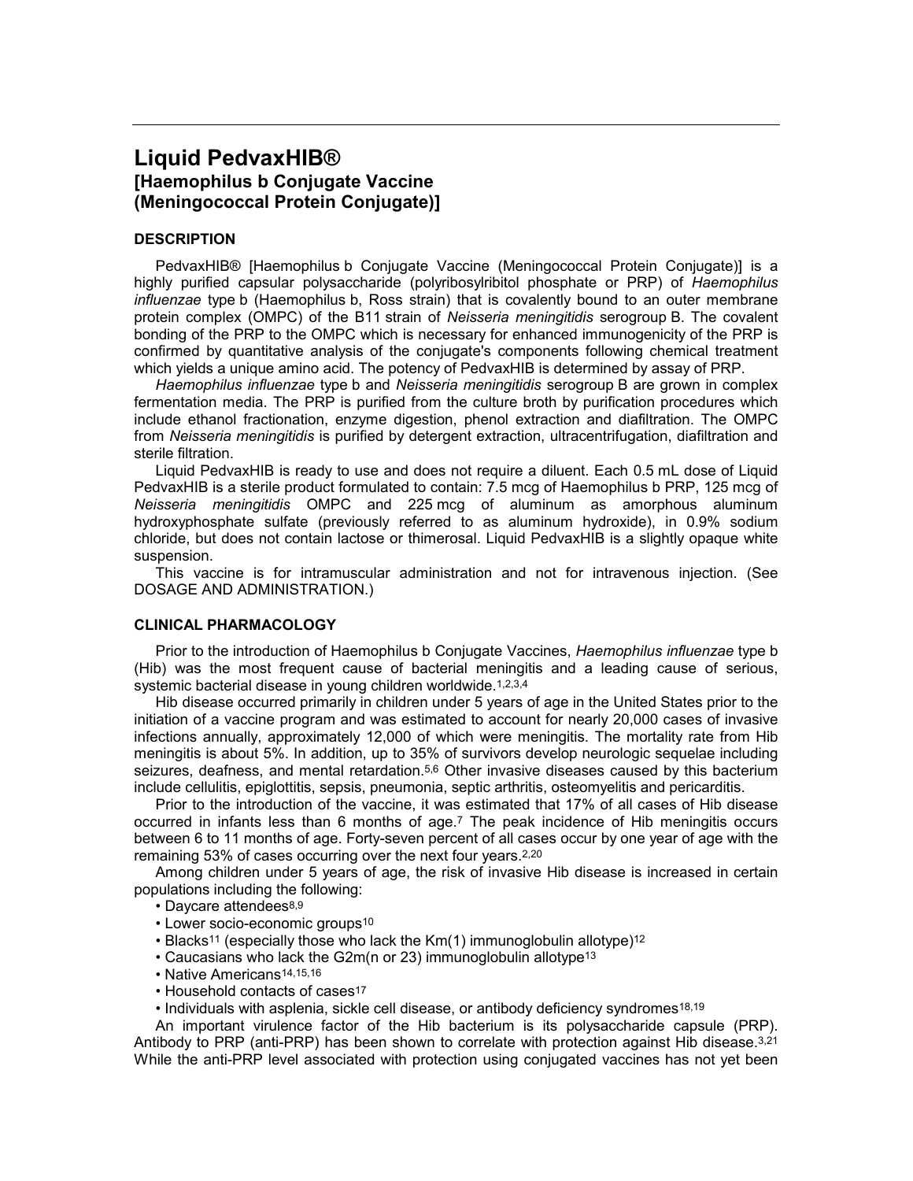# Liquid PedvaxHIB®
## [Haemophilus b Conjugate Vaccine (Meningococcal Protein Conjugate)]

### DESCRIPTION

PedvaxHIB® [Haemophilus b Conjugate Vaccine (Meningococcal Protein Conjugate)] is a highly purified capsular polysaccharide (polyribosylribitol phosphate or PRP) of *Haemophilus influenzae* type b (Haemophilus b, Ross strain) that is covalently bound to an outer membrane protein complex (OMPC) of the B11 strain of *Neisseria meningitidis* serogroup B. The covalent bonding of the PRP to the OMPC which is necessary for enhanced immunogenicity of the PRP is confirmed by quantitative analysis of the conjugate's components following chemical treatment which yields a unique amino acid. The potency of PedvaxHIB is determined by assay of PRP.

*Haemophilus influenzae* type b and *Neisseria meningitidis* serogroup B are grown in complex fermentation media. The PRP is purified from the culture broth by purification procedures which include ethanol fractionation, enzyme digestion, phenol extraction and diafiltration. The OMPC from *Neisseria meningitidis* is purified by detergent extraction, ultracentrifugation, diafiltration and sterile filtration.

Liquid PedvaxHIB is ready to use and does not require a diluent. Each 0.5 mL dose of Liquid PedvaxHIB is a sterile product formulated to contain: 7.5 mcg of Haemophilus b PRP, 125 mcg of *Neisseria meningitidis* OMPC and 225 mcg of aluminum as amorphous aluminum hydroxyphosphate sulfate (previously referred to as aluminum hydroxide), in 0.9% sodium chloride, but does not contain lactose or thimerosal. Liquid PedvaxHIB is a slightly opaque white suspension.

This vaccine is for intramuscular administration and not for intravenous injection. (See DOSAGE AND ADMINISTRATION.)

### CLINICAL PHARMACOLOGY

Prior to the introduction of Haemophilus b Conjugate Vaccines, *Haemophilus influenzae* type b (Hib) was the most frequent cause of bacterial meningitis and a leading cause of serious, systemic bacterial disease in young children worldwide.[1,2,3,4]

Hib disease occurred primarily in children under 5 years of age in the United States prior to the initiation of a vaccine program and was estimated to account for nearly 20,000 cases of invasive infections annually, approximately 12,000 of which were meningitis. The mortality rate from Hib meningitis is about 5%. In addition, up to 35% of survivors develop neurologic sequelae including seizures, deafness, and mental retardation.[5,6] Other invasive diseases caused by this bacterium include cellulitis, epiglottitis, sepsis, pneumonia, septic arthritis, osteomyelitis and pericarditis.

Prior to the introduction of the vaccine, it was estimated that 17% of all cases of Hib disease occurred in infants less than 6 months of age.[7] The peak incidence of Hib meningitis occurs between 6 to 11 months of age. Forty-seven percent of all cases occur by one year of age with the remaining 53% of cases occurring over the next four years.[2,20]

Among children under 5 years of age, the risk of invasive Hib disease is increased in certain populations including the following:

- Daycare attendees[8,9]
- Lower socio-economic groups[10]
- Blacks[11] (especially those who lack the Km(1) immunoglobulin allotype)[12]
- Caucasians who lack the G2m(n or 23) immunoglobulin allotype[13]
- Native Americans[14,15,16]
- Household contacts of cases[17]
- Individuals with asplenia, sickle cell disease, or antibody deficiency syndromes[18,19]

An important virulence factor of the Hib bacterium is its polysaccharide capsule (PRP). Antibody to PRP (anti-PRP) has been shown to correlate with protection against Hib disease.[3,21] While the anti-PRP level associated with protection using conjugated vaccines has not yet been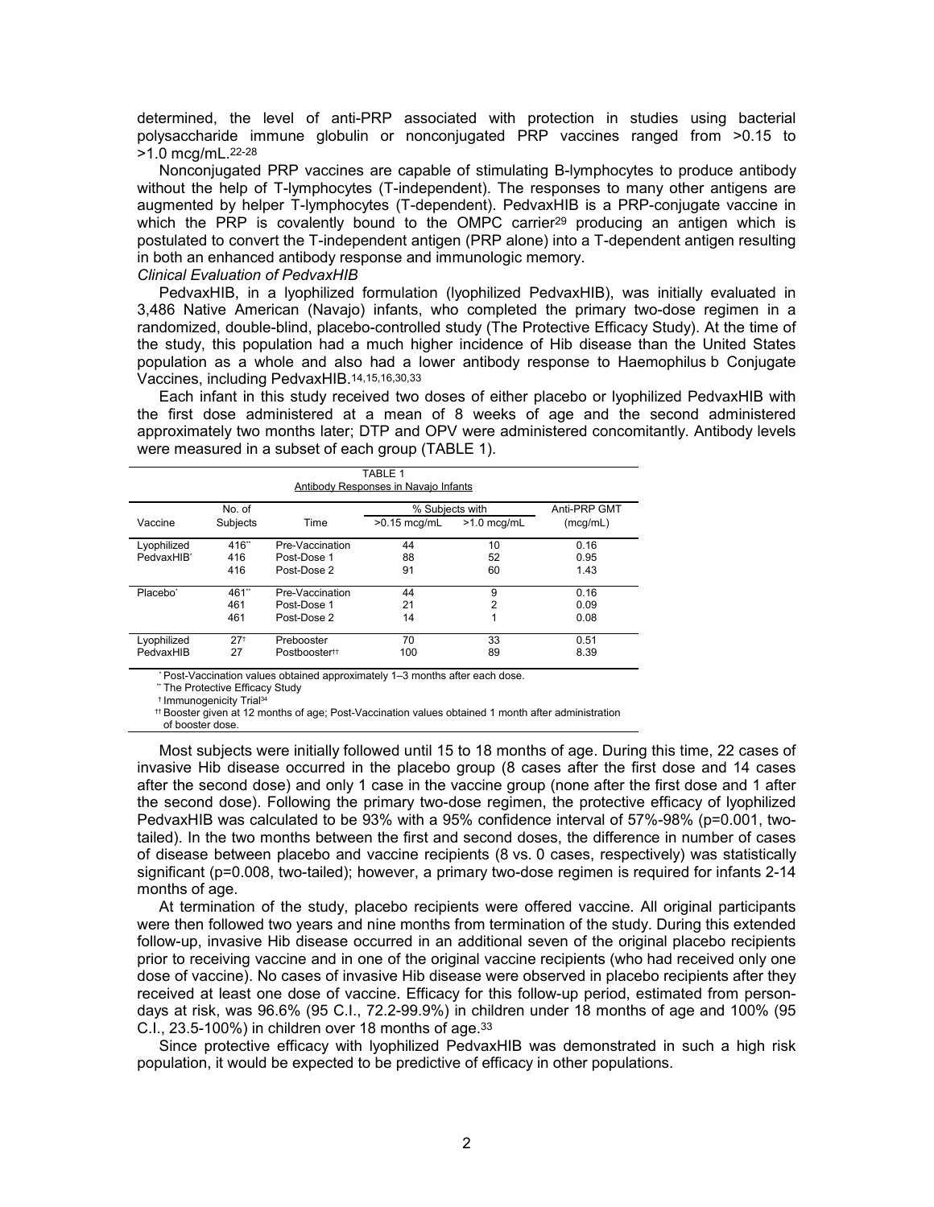determined, the level of anti-PRP associated with protection in studies using bacterial polysaccharide immune globulin or nonconjugated PRP vaccines ranged from >0.15 to >1.0 mcg/mL.[22-28]

Nonconjugated PRP vaccines are capable of stimulating B-lymphocytes to produce antibody without the help of T-lymphocytes (T-independent). The responses to many other antigens are augmented by helper T-lymphocytes (T-dependent). PedvaxHIB is a PRP-conjugate vaccine in which the PRP is covalently bound to the OMPC carrier[29] producing an antigen which is postulated to convert the T-independent antigen (PRP alone) into a T-dependent antigen resulting in both an enhanced antibody response and immunologic memory.

*Clinical Evaluation of PedvaxHIB*

PedvaxHIB, in a lyophilized formulation (lyophilized PedvaxHIB), was initially evaluated in 3,486 Native American (Navajo) infants, who completed the primary two-dose regimen in a randomized, double-blind, placebo-controlled study (The Protective Efficacy Study). At the time of the study, this population had a much higher incidence of Hib disease than the United States population as a whole and also had a lower antibody response to Haemophilus b Conjugate Vaccines, including PedvaxHIB.[14,15,16,30,33]

Each infant in this study received two doses of either placebo or lyophilized PedvaxHIB with the first dose administered at a mean of 8 weeks of age and the second administered approximately two months later; DTP and OPV were administered concomitantly. Antibody levels were measured in a subset of each group (TABLE 1).

TABLE 1
Antibody Responses in Navajo Infants

| Vaccine | No. of Subjects | Time | % Subjects with >0.15 mcg/mL | % Subjects with >1.0 mcg/mL | Anti-PRP GMT (mcg/mL) |
|---|---|---|---|---|---|
| Lyophilized PedvaxHIB* | 416** | Pre-Vaccination | 44 | 10 | 0.16 |
| | 416 | Post-Dose 1 | 88 | 52 | 0.95 |
| | 416 | Post-Dose 2 | 91 | 60 | 1.43 |
| Placebo* | 461** | Pre-Vaccination | 44 | 9 | 0.16 |
| | 461 | Post-Dose 1 | 21 | 2 | 0.09 |
| | 461 | Post-Dose 2 | 14 | 1 | 0.08 |
| Lyophilized PedvaxHIB | 27† | Prebooster | 70 | 33 | 0.51 |
| | 27 | Postbooster†† | 100 | 89 | 8.39 |

\* Post-Vaccination values obtained approximately 1–3 months after each dose.
\** The Protective Efficacy Study
† Immunogenicity Trial[34]
†† Booster given at 12 months of age; Post-Vaccination values obtained 1 month after administration of booster dose.

Most subjects were initially followed until 15 to 18 months of age. During this time, 22 cases of invasive Hib disease occurred in the placebo group (8 cases after the first dose and 14 cases after the second dose) and only 1 case in the vaccine group (none after the first dose and 1 after the second dose). Following the primary two-dose regimen, the protective efficacy of lyophilized PedvaxHIB was calculated to be 93% with a 95% confidence interval of 57%-98% (p=0.001, two-tailed). In the two months between the first and second doses, the difference in number of cases of disease between placebo and vaccine recipients (8 vs. 0 cases, respectively) was statistically significant (p=0.008, two-tailed); however, a primary two-dose regimen is required for infants 2-14 months of age.

At termination of the study, placebo recipients were offered vaccine. All original participants were then followed two years and nine months from termination of the study. During this extended follow-up, invasive Hib disease occurred in an additional seven of the original placebo recipients prior to receiving vaccine and in one of the original vaccine recipients (who had received only one dose of vaccine). No cases of invasive Hib disease were observed in placebo recipients after they received at least one dose of vaccine. Efficacy for this follow-up period, estimated from person-days at risk, was 96.6% (95 C.I., 72.2-99.9%) in children under 18 months of age and 100% (95 C.I., 23.5-100%) in children over 18 months of age.[33]

Since protective efficacy with lyophilized PedvaxHIB was demonstrated in such a high risk population, it would be expected to be predictive of efficacy in other populations.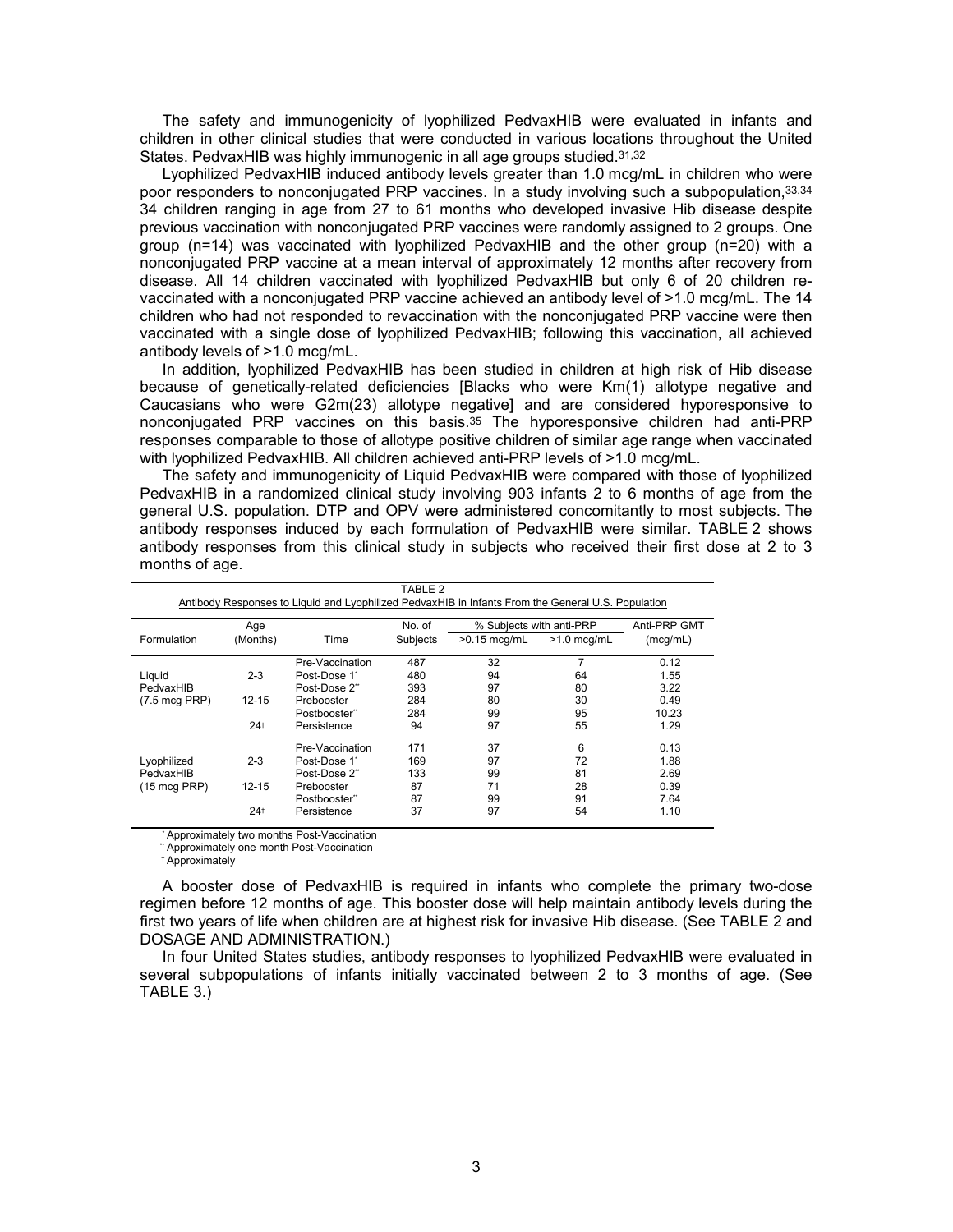The safety and immunogenicity of lyophilized PedvaxHIB were evaluated in infants and children in other clinical studies that were conducted in various locations throughout the United States. PedvaxHIB was highly immunogenic in all age groups studied.[31,32]

Lyophilized PedvaxHIB induced antibody levels greater than 1.0 mcg/mL in children who were poor responders to nonconjugated PRP vaccines. In a study involving such a subpopulation,[33,34] 34 children ranging in age from 27 to 61 months who developed invasive Hib disease despite previous vaccination with nonconjugated PRP vaccines were randomly assigned to 2 groups. One group (n=14) was vaccinated with lyophilized PedvaxHIB and the other group (n=20) with a nonconjugated PRP vaccine at a mean interval of approximately 12 months after recovery from disease. All 14 children vaccinated with lyophilized PedvaxHIB but only 6 of 20 children re-vaccinated with a nonconjugated PRP vaccine achieved an antibody level of >1.0 mcg/mL. The 14 children who had not responded to revaccination with the nonconjugated PRP vaccine were then vaccinated with a single dose of lyophilized PedvaxHIB; following this vaccination, all achieved antibody levels of >1.0 mcg/mL.

In addition, lyophilized PedvaxHIB has been studied in children at high risk of Hib disease because of genetically-related deficiencies [Blacks who were Km(1) allotype negative and Caucasians who were G2m(23) allotype negative] and are considered hyporesponsive to nonconjugated PRP vaccines on this basis.[35] The hyporesponsive children had anti-PRP responses comparable to those of allotype positive children of similar age range when vaccinated with lyophilized PedvaxHIB. All children achieved anti-PRP levels of >1.0 mcg/mL.

The safety and immunogenicity of Liquid PedvaxHIB were compared with those of lyophilized PedvaxHIB in a randomized clinical study involving 903 infants 2 to 6 months of age from the general U.S. population. DTP and OPV were administered concomitantly to most subjects. The antibody responses induced by each formulation of PedvaxHIB were similar. TABLE 2 shows antibody responses from this clinical study in subjects who received their first dose at 2 to 3 months of age.

TABLE 2

Antibody Responses to Liquid and Lyophilized PedvaxHIB in Infants From the General U.S. Population

| Formulation | Age (Months) | Time | No. of Subjects | % Subjects with anti-PRP >0.15 mcg/mL | % Subjects with anti-PRP >1.0 mcg/mL | Anti-PRP GMT (mcg/mL) |
|---|---|---|---|---|---|---|
| | | Pre-Vaccination | 487 | 32 | 7 | 0.12 |
| Liquid | 2-3 | Post-Dose 1* | 480 | 94 | 64 | 1.55 |
| PedvaxHIB | | Post-Dose 2** | 393 | 97 | 80 | 3.22 |
| (7.5 mcg PRP) | 12-15 | Prebooster | 284 | 80 | 30 | 0.49 |
| | | Postbooster** | 284 | 99 | 95 | 10.23 |
| | 24† | Persistence | 94 | 97 | 55 | 1.29 |
| | | Pre-Vaccination | 171 | 37 | 6 | 0.13 |
| Lyophilized | 2-3 | Post-Dose 1* | 169 | 97 | 72 | 1.88 |
| PedvaxHIB | | Post-Dose 2** | 133 | 99 | 81 | 2.69 |
| (15 mcg PRP) | 12-15 | Prebooster | 87 | 71 | 28 | 0.39 |
| | | Postbooster** | 87 | 99 | 91 | 7.64 |
| | 24† | Persistence | 37 | 97 | 54 | 1.10 |

* Approximately two months Post-Vaccination
** Approximately one month Post-Vaccination
† Approximately

A booster dose of PedvaxHIB is required in infants who complete the primary two-dose regimen before 12 months of age. This booster dose will help maintain antibody levels during the first two years of life when children are at highest risk for invasive Hib disease. (See TABLE 2 and DOSAGE AND ADMINISTRATION.)

In four United States studies, antibody responses to lyophilized PedvaxHIB were evaluated in several subpopulations of infants initially vaccinated between 2 to 3 months of age. (See TABLE 3.)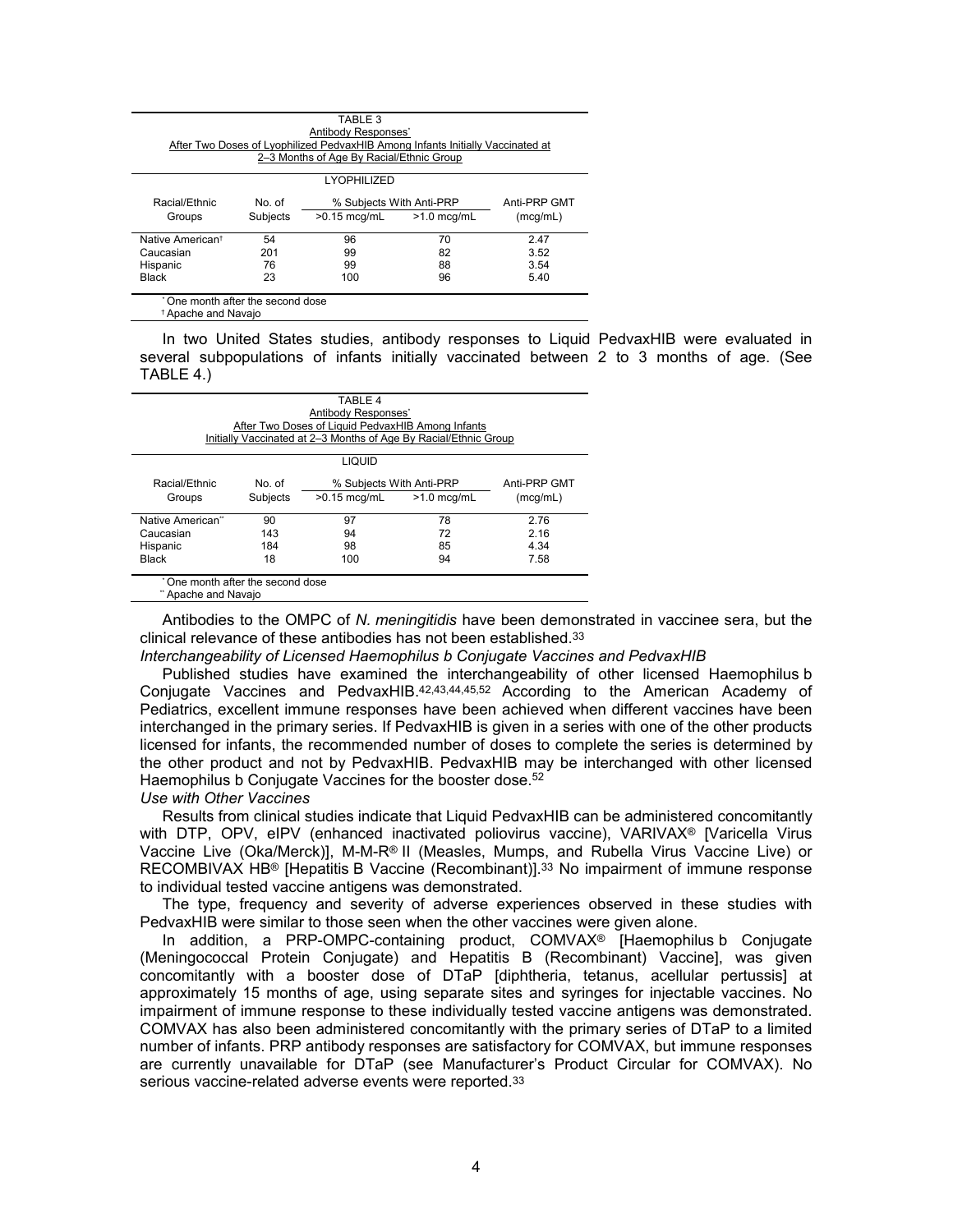TABLE 3
Antibody Responses*
After Two Doses of Lyophilized PedvaxHIB Among Infants Initially Vaccinated at 2–3 Months of Age By Racial/Ethnic Group

| LYOPHILIZED | | | | |
|---|---|---|---|---|
| Racial/Ethnic Groups | No. of Subjects | % Subjects With Anti-PRP | | Anti-PRP GMT (mcg/mL) |
| | | >0.15 mcg/mL | >1.0 mcg/mL | |
| Native American† | 54 | 96 | 70 | 2.47 |
| Caucasian | 201 | 99 | 82 | 3.52 |
| Hispanic | 76 | 99 | 88 | 3.54 |
| Black | 23 | 100 | 96 | 5.40 |

* One month after the second dose
† Apache and Navajo

In two United States studies, antibody responses to Liquid PedvaxHIB were evaluated in several subpopulations of infants initially vaccinated between 2 to 3 months of age. (See TABLE 4.)

TABLE 4
Antibody Responses*
After Two Doses of Liquid PedvaxHIB Among Infants
Initially Vaccinated at 2–3 Months of Age By Racial/Ethnic Group

| LIQUID | | | | |
|---|---|---|---|---|
| Racial/Ethnic Groups | No. of Subjects | % Subjects With Anti-PRP | | Anti-PRP GMT (mcg/mL) |
| | | >0.15 mcg/mL | >1.0 mcg/mL | |
| Native American** | 90 | 97 | 78 | 2.76 |
| Caucasian | 143 | 94 | 72 | 2.16 |
| Hispanic | 184 | 98 | 85 | 4.34 |
| Black | 18 | 100 | 94 | 7.58 |

* One month after the second dose
** Apache and Navajo

Antibodies to the OMPC of *N. meningitidis* have been demonstrated in vaccinee sera, but the clinical relevance of these antibodies has not been established.[33]

*Interchangeability of Licensed Haemophilus b Conjugate Vaccines and PedvaxHIB*

Published studies have examined the interchangeability of other licensed Haemophilus b Conjugate Vaccines and PedvaxHIB.[42,43,44,45,52] According to the American Academy of Pediatrics, excellent immune responses have been achieved when different vaccines have been interchanged in the primary series. If PedvaxHIB is given in a series with one of the other products licensed for infants, the recommended number of doses to complete the series is determined by the other product and not by PedvaxHIB. PedvaxHIB may be interchanged with other licensed Haemophilus b Conjugate Vaccines for the booster dose.[52]

*Use with Other Vaccines*

Results from clinical studies indicate that Liquid PedvaxHIB can be administered concomitantly with DTP, OPV, eIPV (enhanced inactivated poliovirus vaccine), VARIVAX® [Varicella Virus Vaccine Live (Oka/Merck)], M-M-R® II (Measles, Mumps, and Rubella Virus Vaccine Live) or RECOMBIVAX HB® [Hepatitis B Vaccine (Recombinant)].[33] No impairment of immune response to individual tested vaccine antigens was demonstrated.

The type, frequency and severity of adverse experiences observed in these studies with PedvaxHIB were similar to those seen when the other vaccines were given alone.

In addition, a PRP-OMPC-containing product, COMVAX® [Haemophilus b Conjugate (Meningococcal Protein Conjugate) and Hepatitis B (Recombinant) Vaccine], was given concomitantly with a booster dose of DTaP [diphtheria, tetanus, acellular pertussis] at approximately 15 months of age, using separate sites and syringes for injectable vaccines. No impairment of immune response to these individually tested vaccine antigens was demonstrated. COMVAX has also been administered concomitantly with the primary series of DTaP to a limited number of infants. PRP antibody responses are satisfactory for COMVAX, but immune responses are currently unavailable for DTaP (see Manufacturer's Product Circular for COMVAX). No serious vaccine-related adverse events were reported.[33]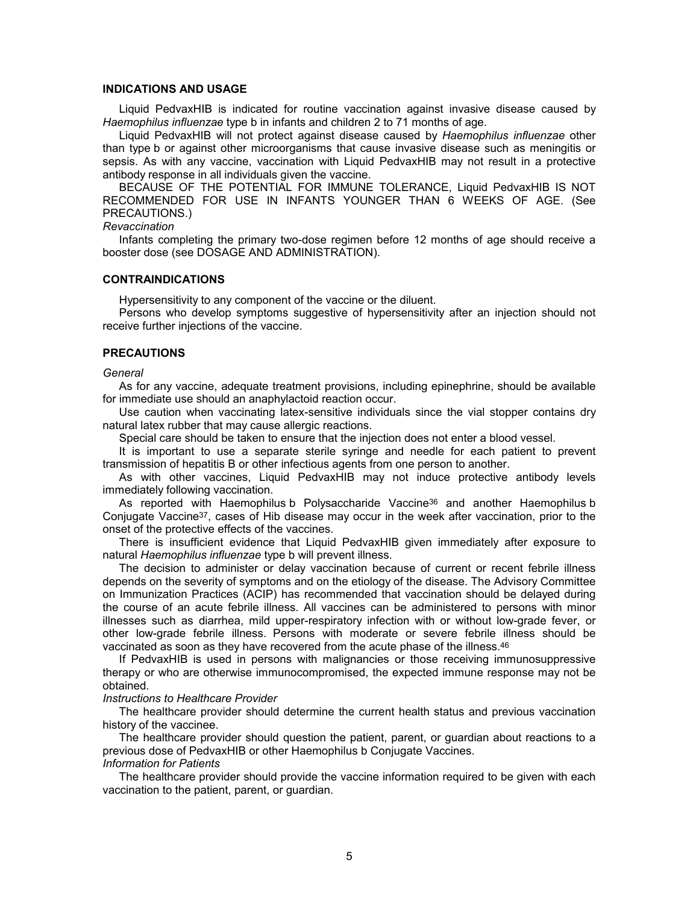## INDICATIONS AND USAGE

Liquid PedvaxHIB is indicated for routine vaccination against invasive disease caused by *Haemophilus influenzae* type b in infants and children 2 to 71 months of age.

Liquid PedvaxHIB will not protect against disease caused by *Haemophilus influenzae* other than type b or against other microorganisms that cause invasive disease such as meningitis or sepsis. As with any vaccine, vaccination with Liquid PedvaxHIB may not result in a protective antibody response in all individuals given the vaccine.

BECAUSE OF THE POTENTIAL FOR IMMUNE TOLERANCE, Liquid PedvaxHIB IS NOT RECOMMENDED FOR USE IN INFANTS YOUNGER THAN 6 WEEKS OF AGE. (See PRECAUTIONS.)

*Revaccination*

Infants completing the primary two-dose regimen before 12 months of age should receive a booster dose (see DOSAGE AND ADMINISTRATION).

## CONTRAINDICATIONS

Hypersensitivity to any component of the vaccine or the diluent.

Persons who develop symptoms suggestive of hypersensitivity after an injection should not receive further injections of the vaccine.

## PRECAUTIONS

*General*

As for any vaccine, adequate treatment provisions, including epinephrine, should be available for immediate use should an anaphylactoid reaction occur.

Use caution when vaccinating latex-sensitive individuals since the vial stopper contains dry natural latex rubber that may cause allergic reactions.

Special care should be taken to ensure that the injection does not enter a blood vessel.

It is important to use a separate sterile syringe and needle for each patient to prevent transmission of hepatitis B or other infectious agents from one person to another.

As with other vaccines, Liquid PedvaxHIB may not induce protective antibody levels immediately following vaccination.

As reported with Haemophilus b Polysaccharide Vaccine[36] and another Haemophilus b Conjugate Vaccine[37], cases of Hib disease may occur in the week after vaccination, prior to the onset of the protective effects of the vaccines.

There is insufficient evidence that Liquid PedvaxHIB given immediately after exposure to natural *Haemophilus influenzae* type b will prevent illness.

The decision to administer or delay vaccination because of current or recent febrile illness depends on the severity of symptoms and on the etiology of the disease. The Advisory Committee on Immunization Practices (ACIP) has recommended that vaccination should be delayed during the course of an acute febrile illness. All vaccines can be administered to persons with minor illnesses such as diarrhea, mild upper-respiratory infection with or without low-grade fever, or other low-grade febrile illness. Persons with moderate or severe febrile illness should be vaccinated as soon as they have recovered from the acute phase of the illness.[46]

If PedvaxHIB is used in persons with malignancies or those receiving immunosuppressive therapy or who are otherwise immunocompromised, the expected immune response may not be obtained.

*Instructions to Healthcare Provider*

The healthcare provider should determine the current health status and previous vaccination history of the vaccinee.

The healthcare provider should question the patient, parent, or guardian about reactions to a previous dose of PedvaxHIB or other Haemophilus b Conjugate Vaccines.

*Information for Patients*

The healthcare provider should provide the vaccine information required to be given with each vaccination to the patient, parent, or guardian.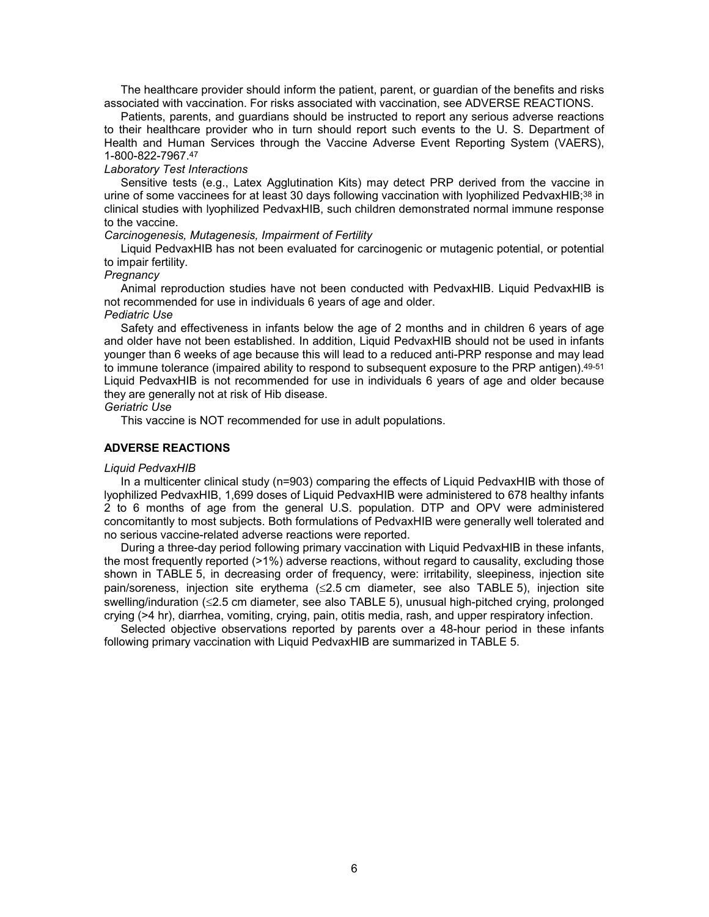The healthcare provider should inform the patient, parent, or guardian of the benefits and risks associated with vaccination. For risks associated with vaccination, see ADVERSE REACTIONS.

Patients, parents, and guardians should be instructed to report any serious adverse reactions to their healthcare provider who in turn should report such events to the U. S. Department of Health and Human Services through the Vaccine Adverse Event Reporting System (VAERS), 1-800-822-7967.[47]

*Laboratory Test Interactions*

Sensitive tests (e.g., Latex Agglutination Kits) may detect PRP derived from the vaccine in urine of some vaccinees for at least 30 days following vaccination with lyophilized PedvaxHIB;[38] in clinical studies with lyophilized PedvaxHIB, such children demonstrated normal immune response to the vaccine.

*Carcinogenesis, Mutagenesis, Impairment of Fertility*

Liquid PedvaxHIB has not been evaluated for carcinogenic or mutagenic potential, or potential to impair fertility.

*Pregnancy*

Animal reproduction studies have not been conducted with PedvaxHIB. Liquid PedvaxHIB is not recommended for use in individuals 6 years of age and older.

*Pediatric Use*

Safety and effectiveness in infants below the age of 2 months and in children 6 years of age and older have not been established. In addition, Liquid PedvaxHIB should not be used in infants younger than 6 weeks of age because this will lead to a reduced anti-PRP response and may lead to immune tolerance (impaired ability to respond to subsequent exposure to the PRP antigen).[49-51] Liquid PedvaxHIB is not recommended for use in individuals 6 years of age and older because they are generally not at risk of Hib disease.

*Geriatric Use*

This vaccine is NOT recommended for use in adult populations.

## ADVERSE REACTIONS

*Liquid PedvaxHIB*

In a multicenter clinical study (n=903) comparing the effects of Liquid PedvaxHIB with those of lyophilized PedvaxHIB, 1,699 doses of Liquid PedvaxHIB were administered to 678 healthy infants 2 to 6 months of age from the general U.S. population. DTP and OPV were administered concomitantly to most subjects. Both formulations of PedvaxHIB were generally well tolerated and no serious vaccine-related adverse reactions were reported.

During a three-day period following primary vaccination with Liquid PedvaxHIB in these infants, the most frequently reported (>1%) adverse reactions, without regard to causality, excluding those shown in TABLE 5, in decreasing order of frequency, were: irritability, sleepiness, injection site pain/soreness, injection site erythema (≤2.5 cm diameter, see also TABLE 5), injection site swelling/induration (≤2.5 cm diameter, see also TABLE 5), unusual high-pitched crying, prolonged crying (>4 hr), diarrhea, vomiting, crying, pain, otitis media, rash, and upper respiratory infection.

Selected objective observations reported by parents over a 48-hour period in these infants following primary vaccination with Liquid PedvaxHIB are summarized in TABLE 5.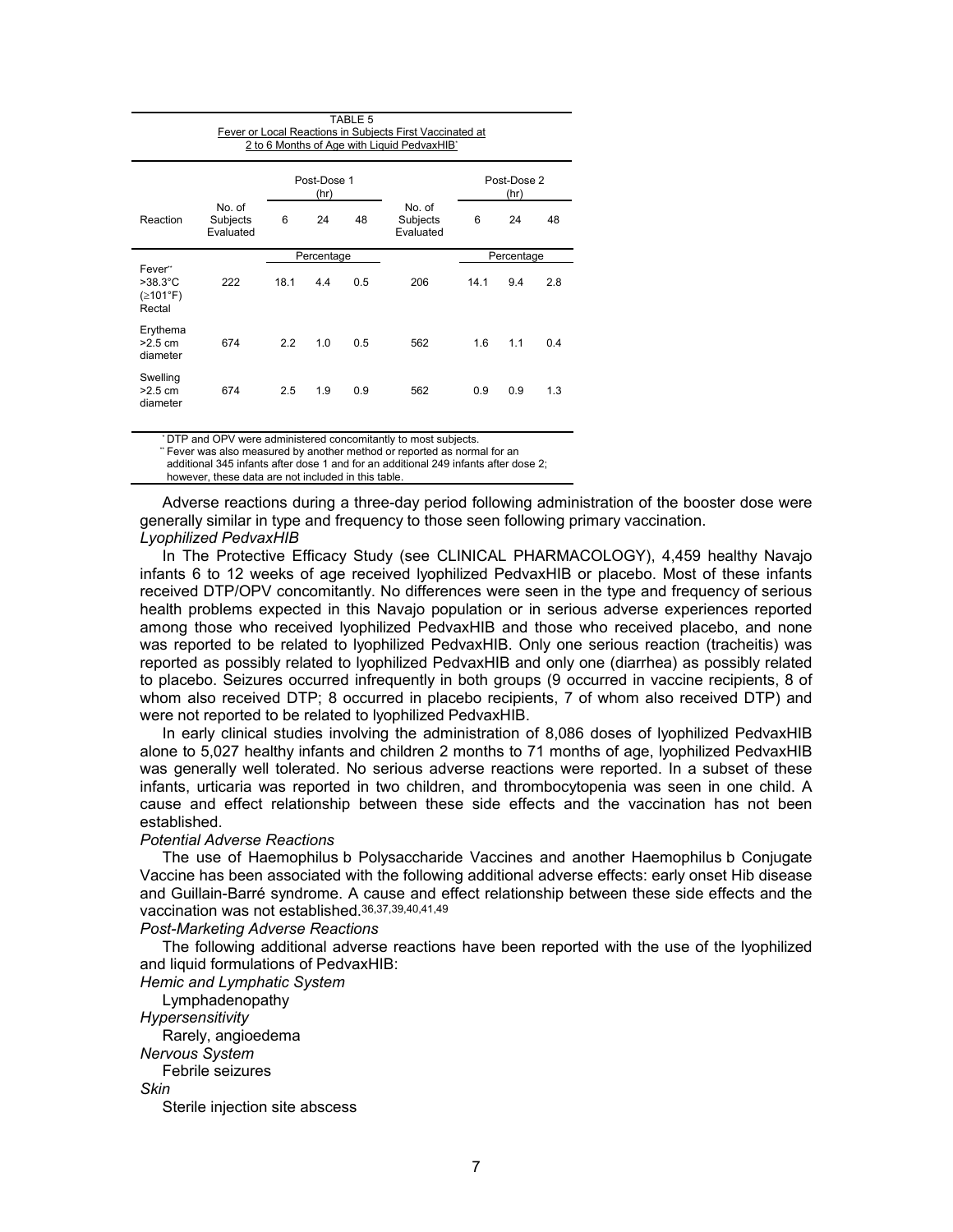TABLE 5
Fever or Local Reactions in Subjects First Vaccinated at 2 to 6 Months of Age with Liquid PedvaxHIB*

| Reaction | Post-Dose 1 (hr) | | | | Post-Dose 2 (hr) | | | |
|---|---|---|---|---|---|---|---|---|
| | No. of Subjects Evaluated | 6 | 24 | 48 | No. of Subjects Evaluated | 6 | 24 | 48 |
| | | Percentage | | | | Percentage | | |
| Fever** >38.3°C (≥101°F) Rectal | 222 | 18.1 | 4.4 | 0.5 | 206 | 14.1 | 9.4 | 2.8 |
| Erythema >2.5 cm diameter | 674 | 2.2 | 1.0 | 0.5 | 562 | 1.6 | 1.1 | 0.4 |
| Swelling >2.5 cm diameter | 674 | 2.5 | 1.9 | 0.9 | 562 | 0.9 | 0.9 | 1.3 |

* DTP and OPV were administered concomitantly to most subjects.
** Fever was also measured by another method or reported as normal for an additional 345 infants after dose 1 and for an additional 249 infants after dose 2; however, these data are not included in this table.

Adverse reactions during a three-day period following administration of the booster dose were generally similar in type and frequency to those seen following primary vaccination.

*Lyophilized PedvaxHIB*

In The Protective Efficacy Study (see CLINICAL PHARMACOLOGY), 4,459 healthy Navajo infants 6 to 12 weeks of age received lyophilized PedvaxHIB or placebo. Most of these infants received DTP/OPV concomitantly. No differences were seen in the type and frequency of serious health problems expected in this Navajo population or in serious adverse experiences reported among those who received lyophilized PedvaxHIB and those who received placebo, and none was reported to be related to lyophilized PedvaxHIB. Only one serious reaction (tracheitis) was reported as possibly related to lyophilized PedvaxHIB and only one (diarrhea) as possibly related to placebo. Seizures occurred infrequently in both groups (9 occurred in vaccine recipients, 8 of whom also received DTP; 8 occurred in placebo recipients, 7 of whom also received DTP) and were not reported to be related to lyophilized PedvaxHIB.

In early clinical studies involving the administration of 8,086 doses of lyophilized PedvaxHIB alone to 5,027 healthy infants and children 2 months to 71 months of age, lyophilized PedvaxHIB was generally well tolerated. No serious adverse reactions were reported. In a subset of these infants, urticaria was reported in two children, and thrombocytopenia was seen in one child. A cause and effect relationship between these side effects and the vaccination has not been established.

*Potential Adverse Reactions*

The use of Haemophilus b Polysaccharide Vaccines and another Haemophilus b Conjugate Vaccine has been associated with the following additional adverse effects: early onset Hib disease and Guillain-Barré syndrome. A cause and effect relationship between these side effects and the vaccination was not established.[36,37,39,40,41,49]

*Post-Marketing Adverse Reactions*

The following additional adverse reactions have been reported with the use of the lyophilized and liquid formulations of PedvaxHIB:

*Hemic and Lymphatic System*

Lymphadenopathy

*Hypersensitivity*

Rarely, angioedema

*Nervous System*

Febrile seizures

*Skin*

Sterile injection site abscess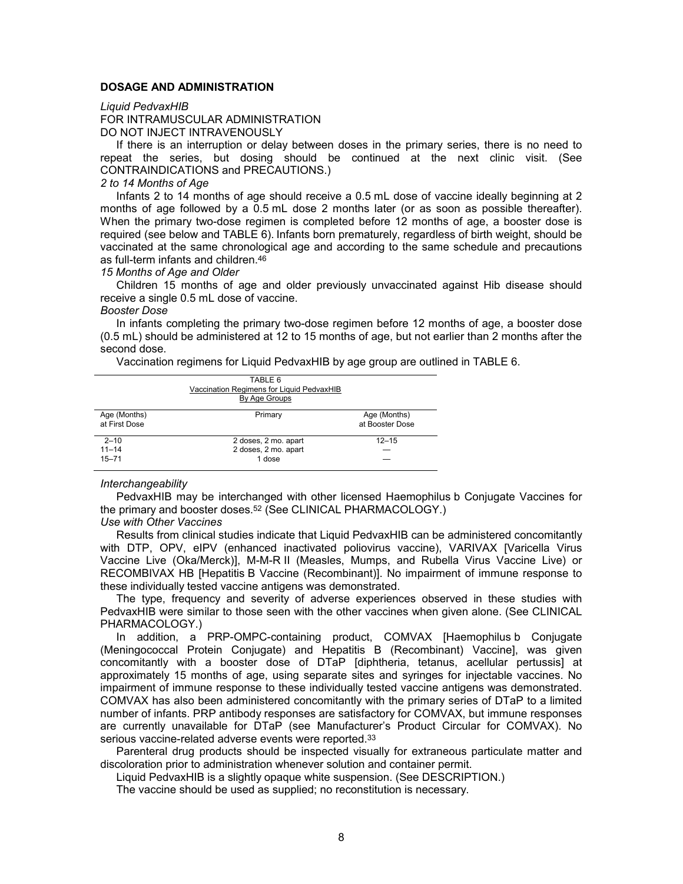## DOSAGE AND ADMINISTRATION

*Liquid PedvaxHIB*

FOR INTRAMUSCULAR ADMINISTRATION

DO NOT INJECT INTRAVENOUSLY

If there is an interruption or delay between doses in the primary series, there is no need to repeat the series, but dosing should be continued at the next clinic visit. (See CONTRAINDICATIONS and PRECAUTIONS.)

*2 to 14 Months of Age*

Infants 2 to 14 months of age should receive a 0.5 mL dose of vaccine ideally beginning at 2 months of age followed by a 0.5 mL dose 2 months later (or as soon as possible thereafter). When the primary two-dose regimen is completed before 12 months of age, a booster dose is required (see below and TABLE 6). Infants born prematurely, regardless of birth weight, should be vaccinated at the same chronological age and according to the same schedule and precautions as full-term infants and children.[46]

*15 Months of Age and Older*

Children 15 months of age and older previously unvaccinated against Hib disease should receive a single 0.5 mL dose of vaccine.

*Booster Dose*

In infants completing the primary two-dose regimen before 12 months of age, a booster dose (0.5 mL) should be administered at 12 to 15 months of age, but not earlier than 2 months after the second dose.

Vaccination regimens for Liquid PedvaxHIB by age group are outlined in TABLE 6.

TABLE 6
Vaccination Regimens for Liquid PedvaxHIB
By Age Groups

| Age (Months) at First Dose | Primary | Age (Months) at Booster Dose |
|---|---|---|
| 2–10 | 2 doses, 2 mo. apart | 12–15 |
| 11–14 | 2 doses, 2 mo. apart | — |
| 15–71 | 1 dose | — |

*Interchangeability*

PedvaxHIB may be interchanged with other licensed Haemophilus b Conjugate Vaccines for the primary and booster doses.[52] (See CLINICAL PHARMACOLOGY.)

*Use with Other Vaccines*

Results from clinical studies indicate that Liquid PedvaxHIB can be administered concomitantly with DTP, OPV, eIPV (enhanced inactivated poliovirus vaccine), VARIVAX [Varicella Virus Vaccine Live (Oka/Merck)], M-M-R II (Measles, Mumps, and Rubella Virus Vaccine Live) or RECOMBIVAX HB [Hepatitis B Vaccine (Recombinant)]. No impairment of immune response to these individually tested vaccine antigens was demonstrated.

The type, frequency and severity of adverse experiences observed in these studies with PedvaxHIB were similar to those seen with the other vaccines when given alone. (See CLINICAL PHARMACOLOGY.)

In addition, a PRP-OMPC-containing product, COMVAX [Haemophilus b Conjugate (Meningococcal Protein Conjugate) and Hepatitis B (Recombinant) Vaccine], was given concomitantly with a booster dose of DTaP [diphtheria, tetanus, acellular pertussis] at approximately 15 months of age, using separate sites and syringes for injectable vaccines. No impairment of immune response to these individually tested vaccine antigens was demonstrated. COMVAX has also been administered concomitantly with the primary series of DTaP to a limited number of infants. PRP antibody responses are satisfactory for COMVAX, but immune responses are currently unavailable for DTaP (see Manufacturer's Product Circular for COMVAX). No serious vaccine-related adverse events were reported.[33]

Parenteral drug products should be inspected visually for extraneous particulate matter and discoloration prior to administration whenever solution and container permit.

Liquid PedvaxHIB is a slightly opaque white suspension. (See DESCRIPTION.)

The vaccine should be used as supplied; no reconstitution is necessary.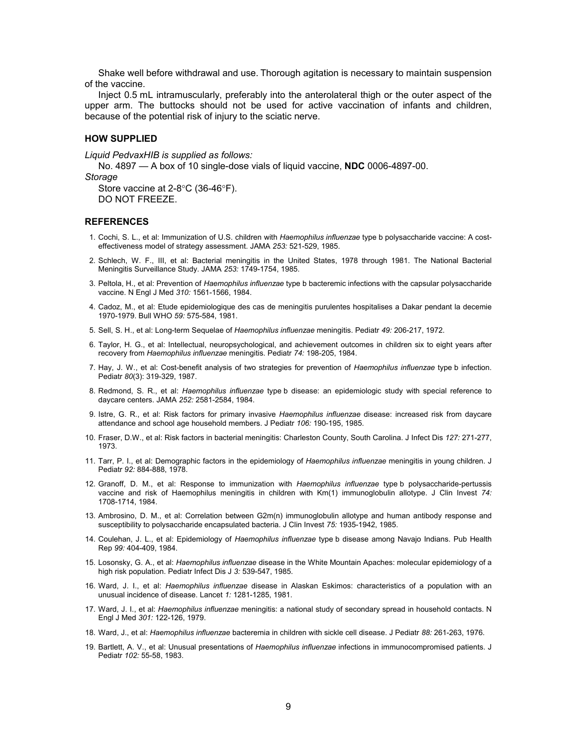Shake well before withdrawal and use. Thorough agitation is necessary to maintain suspension of the vaccine.

Inject 0.5 mL intramuscularly, preferably into the anterolateral thigh or the outer aspect of the upper arm. The buttocks should not be used for active vaccination of infants and children, because of the potential risk of injury to the sciatic nerve.

## HOW SUPPLIED

*Liquid PedvaxHIB is supplied as follows:*

No. 4897 — A box of 10 single-dose vials of liquid vaccine, **NDC** 0006-4897-00.

*Storage*

Store vaccine at 2-8°C (36-46°F).
DO NOT FREEZE.

## REFERENCES

1. Cochi, S. L., et al: Immunization of U.S. children with *Haemophilus influenzae* type b polysaccharide vaccine: A cost-effectiveness model of strategy assessment. JAMA *253:* 521-529, 1985.
2. Schlech, W. F., III, et al: Bacterial meningitis in the United States, 1978 through 1981. The National Bacterial Meningitis Surveillance Study. JAMA *253:* 1749-1754, 1985.
3. Peltola, H., et al: Prevention of *Haemophilus influenzae* type b bacteremic infections with the capsular polysaccharide vaccine. N Engl J Med *310:* 1561-1566, 1984.
4. Cadoz, M., et al: Etude epidemiologique des cas de meningitis purulentes hospitalises a Dakar pendant la decemie 1970-1979. Bull WHO *59:* 575-584, 1981.
5. Sell, S. H., et al: Long-term Sequelae of *Haemophilus influenzae* meningitis. Pediatr *49:* 206-217, 1972.
6. Taylor, H. G., et al: Intellectual, neuropsychological, and achievement outcomes in children six to eight years after recovery from *Haemophilus influenzae* meningitis. Pediatr *74:* 198-205, 1984.
7. Hay, J. W., et al: Cost-benefit analysis of two strategies for prevention of *Haemophilus influenzae* type b infection. Pediatr *80*(3): 319-329, 1987.
8. Redmond, S. R., et al: *Haemophilus influenzae* type b disease: an epidemiologic study with special reference to daycare centers. JAMA *252:* 2581-2584, 1984.
9. Istre, G. R., et al: Risk factors for primary invasive *Haemophilus influenzae* disease: increased risk from daycare attendance and school age household members. J Pediatr *106:* 190-195, 1985.
10. Fraser, D.W., et al: Risk factors in bacterial meningitis: Charleston County, South Carolina. J Infect Dis *127:* 271-277, 1973.
11. Tarr, P. I., et al: Demographic factors in the epidemiology of *Haemophilus influenzae* meningitis in young children. J Pediatr *92:* 884-888, 1978.
12. Granoff, D. M., et al: Response to immunization with *Haemophilus influenzae* type b polysaccharide-pertussis vaccine and risk of Haemophilus meningitis in children with Km(1) immunoglobulin allotype. J Clin Invest *74:* 1708-1714, 1984.
13. Ambrosino, D. M., et al: Correlation between G2m(n) immunoglobulin allotype and human antibody response and susceptibility to polysaccharide encapsulated bacteria. J Clin Invest *75:* 1935-1942, 1985.
14. Coulehan, J. L., et al: Epidemiology of *Haemophilus influenzae* type b disease among Navajo Indians. Pub Health Rep *99:* 404-409, 1984.
15. Losonsky, G. A., et al: *Haemophilus influenzae* disease in the White Mountain Apaches: molecular epidemiology of a high risk population. Pediatr Infect Dis J *3:* 539-547, 1985.
16. Ward, J. I., et al: *Haemophilus influenzae* disease in Alaskan Eskimos: characteristics of a population with an unusual incidence of disease. Lancet *1:* 1281-1285, 1981.
17. Ward, J. I., et al: *Haemophilus influenzae* meningitis: a national study of secondary spread in household contacts. N Engl J Med *301:* 122-126, 1979.
18. Ward, J., et al: *Haemophilus influenzae* bacteremia in children with sickle cell disease. J Pediatr *88:* 261-263, 1976.
19. Bartlett, A. V., et al: Unusual presentations of *Haemophilus influenzae* infections in immunocompromised patients. J Pediatr *102:* 55-58, 1983.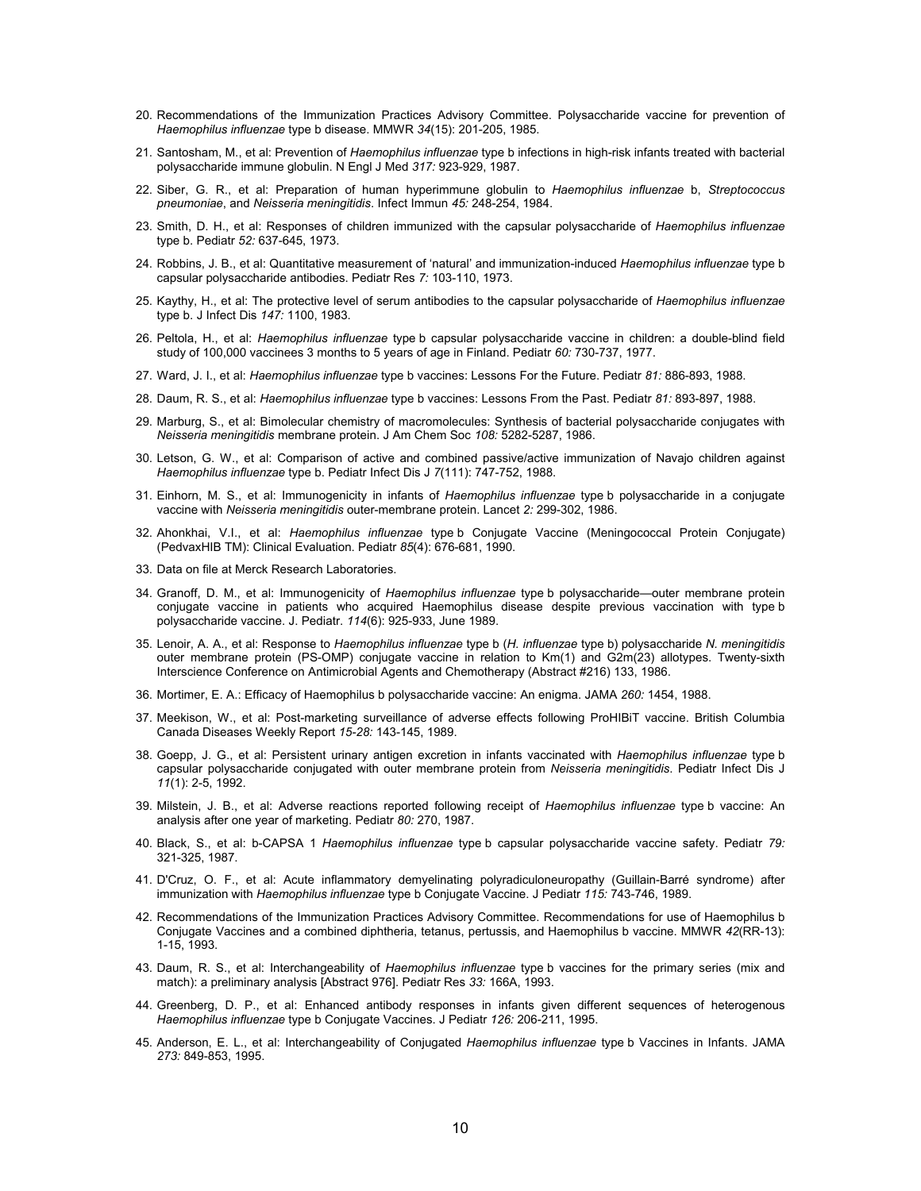20. Recommendations of the Immunization Practices Advisory Committee. Polysaccharide vaccine for prevention of *Haemophilus influenzae* type b disease. MMWR *34*(15): 201-205, 1985.

21. Santosham, M., et al: Prevention of *Haemophilus influenzae* type b infections in high-risk infants treated with bacterial polysaccharide immune globulin. N Engl J Med *317:* 923-929, 1987.

22. Siber, G. R., et al: Preparation of human hyperimmune globulin to *Haemophilus influenzae* b, *Streptococcus pneumoniae*, and *Neisseria meningitidis*. Infect Immun *45:* 248-254, 1984.

23. Smith, D. H., et al: Responses of children immunized with the capsular polysaccharide of *Haemophilus influenzae* type b. Pediatr *52:* 637-645, 1973.

24. Robbins, J. B., et al: Quantitative measurement of 'natural' and immunization-induced *Haemophilus influenzae* type b capsular polysaccharide antibodies. Pediatr Res *7:* 103-110, 1973.

25. Kaythy, H., et al: The protective level of serum antibodies to the capsular polysaccharide of *Haemophilus influenzae* type b. J Infect Dis *147:* 1100, 1983.

26. Peltola, H., et al: *Haemophilus influenzae* type b capsular polysaccharide vaccine in children: a double-blind field study of 100,000 vaccinees 3 months to 5 years of age in Finland. Pediatr *60:* 730-737, 1977.

27. Ward, J. I., et al: *Haemophilus influenzae* type b vaccines: Lessons For the Future. Pediatr *81:* 886-893, 1988.

28. Daum, R. S., et al: *Haemophilus influenzae* type b vaccines: Lessons From the Past. Pediatr *81:* 893-897, 1988.

29. Marburg, S., et al: Bimolecular chemistry of macromolecules: Synthesis of bacterial polysaccharide conjugates with *Neisseria meningitidis* membrane protein. J Am Chem Soc *108:* 5282-5287, 1986.

30. Letson, G. W., et al: Comparison of active and combined passive/active immunization of Navajo children against *Haemophilus influenzae* type b. Pediatr Infect Dis J *7*(111): 747-752, 1988.

31. Einhorn, M. S., et al: Immunogenicity in infants of *Haemophilus influenzae* type b polysaccharide in a conjugate vaccine with *Neisseria meningitidis* outer-membrane protein. Lancet *2:* 299-302, 1986.

32. Ahonkhai, V.I., et al: *Haemophilus influenzae* type b Conjugate Vaccine (Meningococcal Protein Conjugate) (PedvaxHIB TM): Clinical Evaluation. Pediatr *85*(4): 676-681, 1990.

33. Data on file at Merck Research Laboratories.

34. Granoff, D. M., et al: Immunogenicity of *Haemophilus influenzae* type b polysaccharide—outer membrane protein conjugate vaccine in patients who acquired Haemophilus disease despite previous vaccination with type b polysaccharide vaccine. J. Pediatr. *114*(6): 925-933, June 1989.

35. Lenoir, A. A., et al: Response to *Haemophilus influenzae* type b (*H. influenzae* type b) polysaccharide *N. meningitidis* outer membrane protein (PS-OMP) conjugate vaccine in relation to Km(1) and G2m(23) allotypes. Twenty-sixth Interscience Conference on Antimicrobial Agents and Chemotherapy (Abstract #216) 133, 1986.

36. Mortimer, E. A.: Efficacy of Haemophilus b polysaccharide vaccine: An enigma. JAMA *260:* 1454, 1988.

37. Meekison, W., et al: Post-marketing surveillance of adverse effects following ProHIBiT vaccine. British Columbia Canada Diseases Weekly Report *15-28:* 143-145, 1989.

38. Goepp, J. G., et al: Persistent urinary antigen excretion in infants vaccinated with *Haemophilus influenzae* type b capsular polysaccharide conjugated with outer membrane protein from *Neisseria meningitidis*. Pediatr Infect Dis J *11*(1): 2-5, 1992.

39. Milstein, J. B., et al: Adverse reactions reported following receipt of *Haemophilus influenzae* type b vaccine: An analysis after one year of marketing. Pediatr *80:* 270, 1987.

40. Black, S., et al: b-CAPSA 1 *Haemophilus influenzae* type b capsular polysaccharide vaccine safety. Pediatr *79:* 321-325, 1987.

41. D'Cruz, O. F., et al: Acute inflammatory demyelinating polyradiculoneuropathy (Guillain-Barré syndrome) after immunization with *Haemophilus influenzae* type b Conjugate Vaccine. J Pediatr *115:* 743-746, 1989.

42. Recommendations of the Immunization Practices Advisory Committee. Recommendations for use of Haemophilus b Conjugate Vaccines and a combined diphtheria, tetanus, pertussis, and Haemophilus b vaccine. MMWR *42*(RR-13): 1-15, 1993.

43. Daum, R. S., et al: Interchangeability of *Haemophilus influenzae* type b vaccines for the primary series (mix and match): a preliminary analysis [Abstract 976]. Pediatr Res *33:* 166A, 1993.

44. Greenberg, D. P., et al: Enhanced antibody responses in infants given different sequences of heterogenous *Haemophilus influenzae* type b Conjugate Vaccines. J Pediatr *126:* 206-211, 1995.

45. Anderson, E. L., et al: Interchangeability of Conjugated *Haemophilus influenzae* type b Vaccines in Infants. JAMA *273:* 849-853, 1995.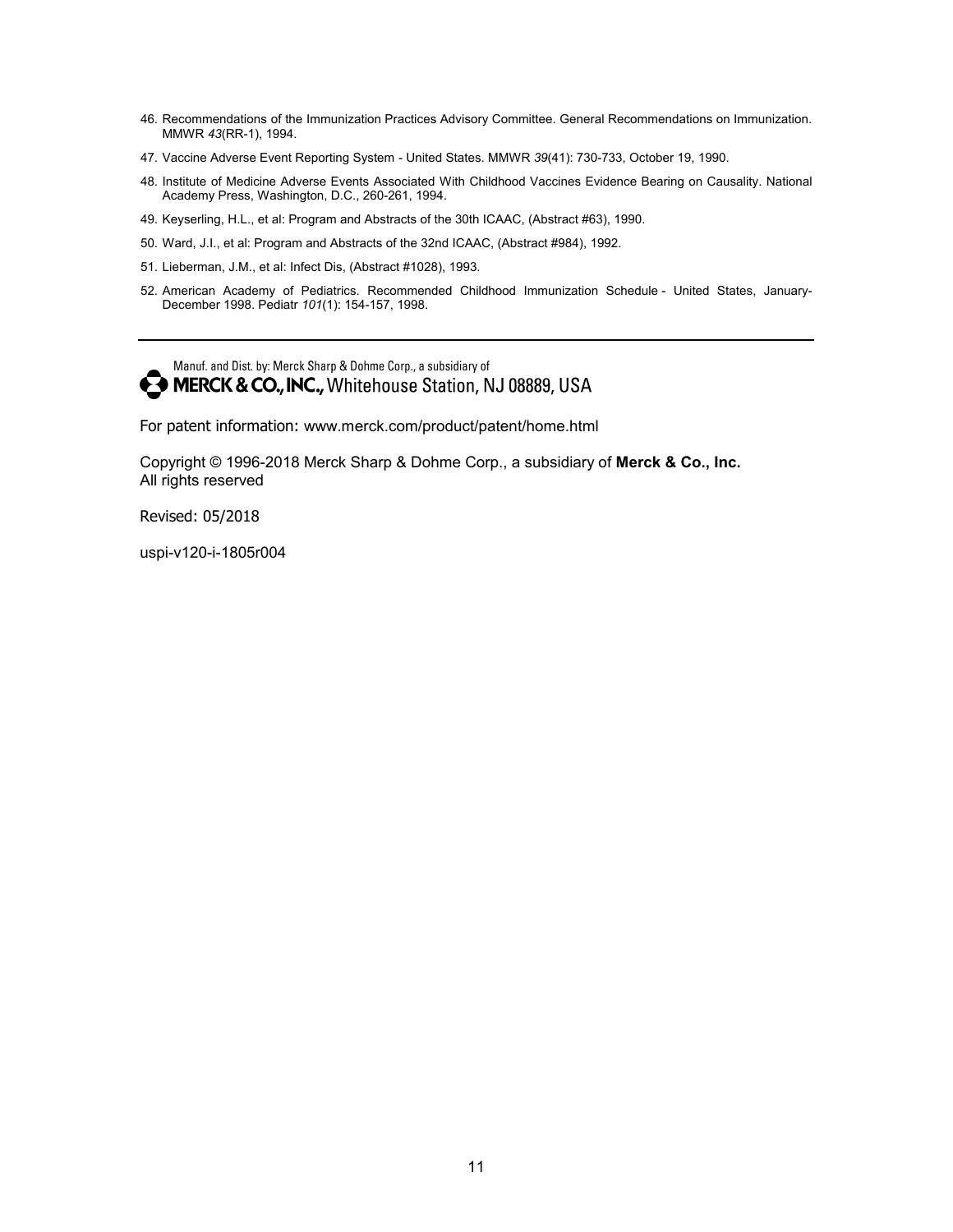46. Recommendations of the Immunization Practices Advisory Committee. General Recommendations on Immunization. MMWR *43*(RR-1), 1994.
47. Vaccine Adverse Event Reporting System - United States. MMWR *39*(41): 730-733, October 19, 1990.
48. Institute of Medicine Adverse Events Associated With Childhood Vaccines Evidence Bearing on Causality. National Academy Press, Washington, D.C., 260-261, 1994.
49. Keyserling, H.L., et al: Program and Abstracts of the 30th ICAAC, (Abstract #63), 1990.
50. Ward, J.I., et al: Program and Abstracts of the 32nd ICAAC, (Abstract #984), 1992.
51. Lieberman, J.M., et al: Infect Dis, (Abstract #1028), 1993.
52. American Academy of Pediatrics. Recommended Childhood Immunization Schedule - United States, January-December 1998. Pediatr *101*(1): 154-157, 1998.

---

Manuf. and Dist. by: Merck Sharp & Dohme Corp., a subsidiary of
**MERCK & CO., INC.,** Whitehouse Station, NJ 08889, USA

For patent information: www.merck.com/product/patent/home.html

Copyright © 1996-2018 Merck Sharp & Dohme Corp., a subsidiary of **Merck & Co., Inc.**
All rights reserved

Revised: 05/2018

uspi-v120-i-1805r004